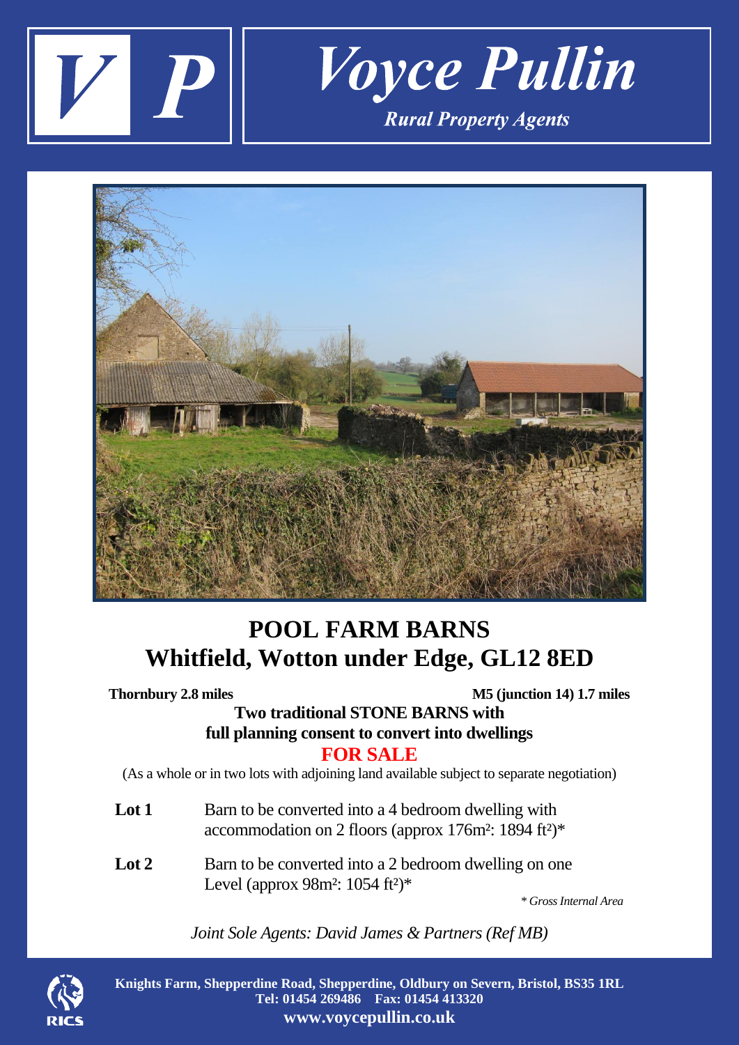# Voyce Pullin

*Rural Property Agents*

# POOL FARM BARNS
# Whitfield, Wotton under Edge, GL12 8ED

**Thornbury 2.8 miles** **M5 (junction 14) 1.7 miles**

**Two traditional STONE BARNS with full planning consent to convert into dwellings**

**FOR SALE**

(As a whole or in two lots with adjoining land available subject to separate negotiation)

**Lot 1** Barn to be converted into a 4 bedroom dwelling with accommodation on 2 floors (approx 176m²: 1894 ft²)*

**Lot 2** Barn to be converted into a 2 bedroom dwelling on one Level (approx 98m²: 1054 ft²)*

*\* Gross Internal Area*

*Joint Sole Agents: David James & Partners (Ref MB)*

**Knights Farm, Shepperdine Road, Shepperdine, Oldbury on Severn, Bristol, BS35 1RL**
**Tel: 01454 269486 Fax: 01454 413320**
**www.voycepullin.co.uk**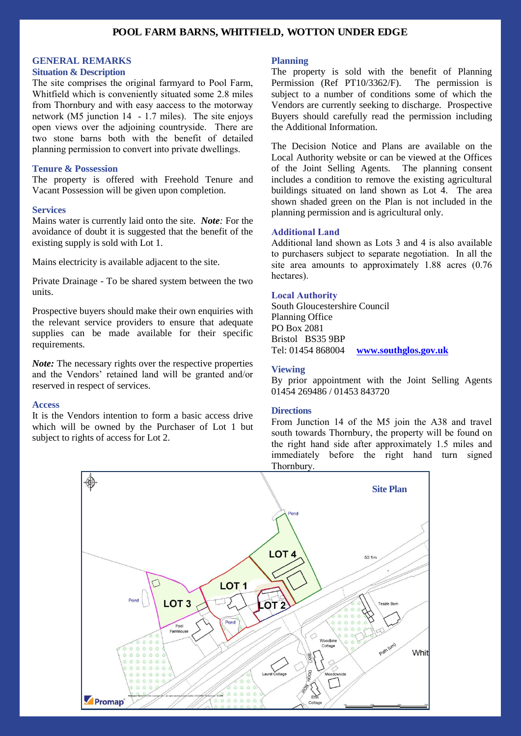# POOL FARM BARNS, WHITFIELD, WOTTON UNDER EDGE

## GENERAL REMARKS

### Situation & Description

The site comprises the original farmyard to Pool Farm, Whitfield which is conveniently situated some 2.8 miles from Thornbury and with easy aaccess to the motorway network (M5 junction 14 - 1.7 miles). The site enjoys open views over the adjoining countryside. There are two stone barns both with the benefit of detailed planning permission to convert into private dwellings.

### Tenure & Possession

The property is offered with Freehold Tenure and Vacant Possession will be given upon completion.

### Services

Mains water is currently laid onto the site. ***Note**:* For the avoidance of doubt it is suggested that the benefit of the existing supply is sold with Lot 1.

Mains electricity is available adjacent to the site.

Private Drainage - To be shared system between the two units.

Prospective buyers should make their own enquiries with the relevant service providers to ensure that adequate supplies can be made available for their specific requirements.

***Note:*** The necessary rights over the respective properties and the Vendors' retained land will be granted and/or reserved in respect of services.

### Access

It is the Vendors intention to form a basic access drive which will be owned by the Purchaser of Lot 1 but subject to rights of access for Lot 2.

### Planning

The property is sold with the benefit of Planning Permission (Ref PT10/3362/F). The permission is subject to a number of conditions some of which the Vendors are currently seeking to discharge. Prospective Buyers should carefully read the permission including the Additional Information.

The Decision Notice and Plans are available on the Local Authority website or can be viewed at the Offices of the Joint Selling Agents. The planning consent includes a condition to remove the existing agricultural buildings situated on land shown as Lot 4. The area shown shaded green on the Plan is not included in the planning permission and is agricultural only.

### Additional Land

Additional land shown as Lots 3 and 4 is also available to purchasers subject to separate negotiation. In all the site area amounts to approximately 1.88 acres (0.76 hectares).

### Local Authority

South Gloucestershire Council
Planning Office
PO Box 2081
Bristol BS35 9BP
Tel: 01454 868004 **www.southglos.gov.uk**

### Viewing

By prior appointment with the Joint Selling Agents 01454 269486 / 01453 843720

### Directions

From Junction 14 of the M5 join the A38 and travel south towards Thornbury, the property will be found on the right hand side after approximately 1.5 miles and immediately before the right hand turn signed Thornbury.

**Site Plan**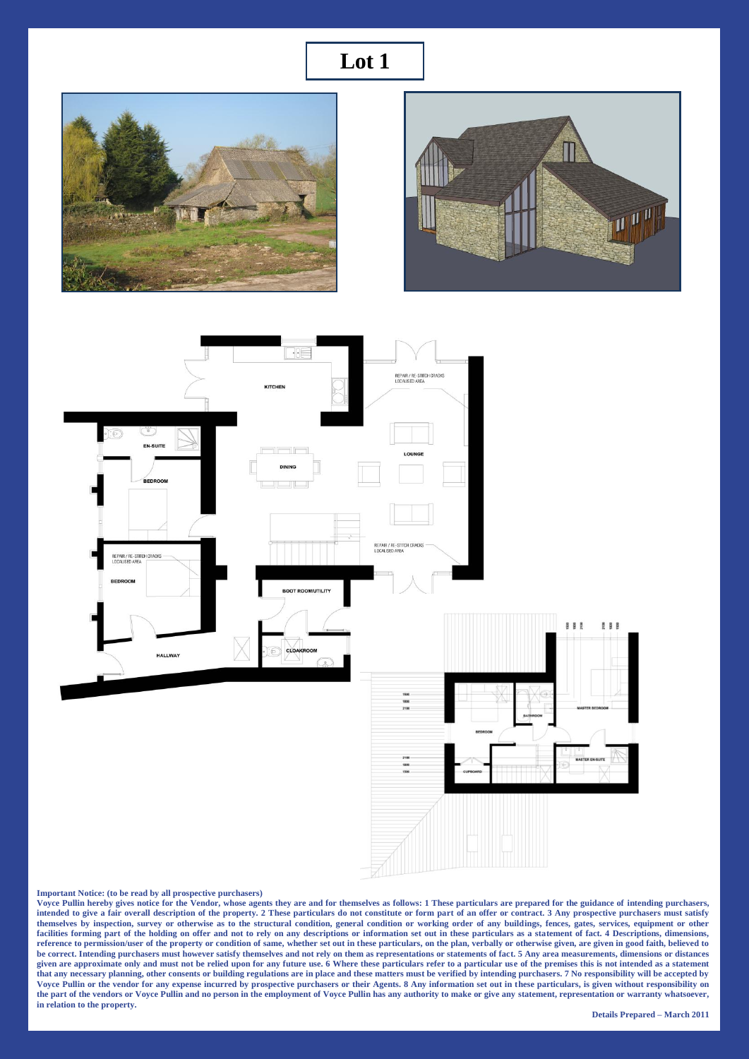# Lot 1

**Important Notice: (to be read by all prospective purchasers)**

**Voyce Pullin hereby gives notice for the Vendor, whose agents they are and for themselves as follows: 1 These particulars are prepared for the guidance of intending purchasers, intended to give a fair overall description of the property. 2 These particulars do not constitute or form part of an offer or contract. 3 Any prospective purchasers must satisfy themselves by inspection, survey or otherwise as to the structural condition, general condition or working order of any buildings, fences, gates, services, equipment or other facilities forming part of the holding on offer and not to rely on any descriptions or information set out in these particulars as a statement of fact. 4 Descriptions, dimensions, reference to permission/user of the property or condition of same, whether set out in these particulars, on the plan, verbally or otherwise given, are given in good faith, believed to be correct. Intending purchasers must however satisfy themselves and not rely on them as representations or statements of fact. 5 Any area measurements, dimensions or distances given are approximate only and must not be relied upon for any future use. 6 Where these particulars refer to a particular use of the premises this is not intended as a statement that any necessary planning, other consents or building regulations are in place and these matters must be verified by intending purchasers. 7 No responsibility will be accepted by Voyce Pullin or the vendor for any expense incurred by prospective purchasers or their Agents. 8 Any information set out in these particulars, is given without responsibility on the part of the vendors or Voyce Pullin and no person in the employment of Voyce Pullin has any authority to make or give any statement, representation or warranty whatsoever, in relation to the property.**

**Details Prepared – March 2011**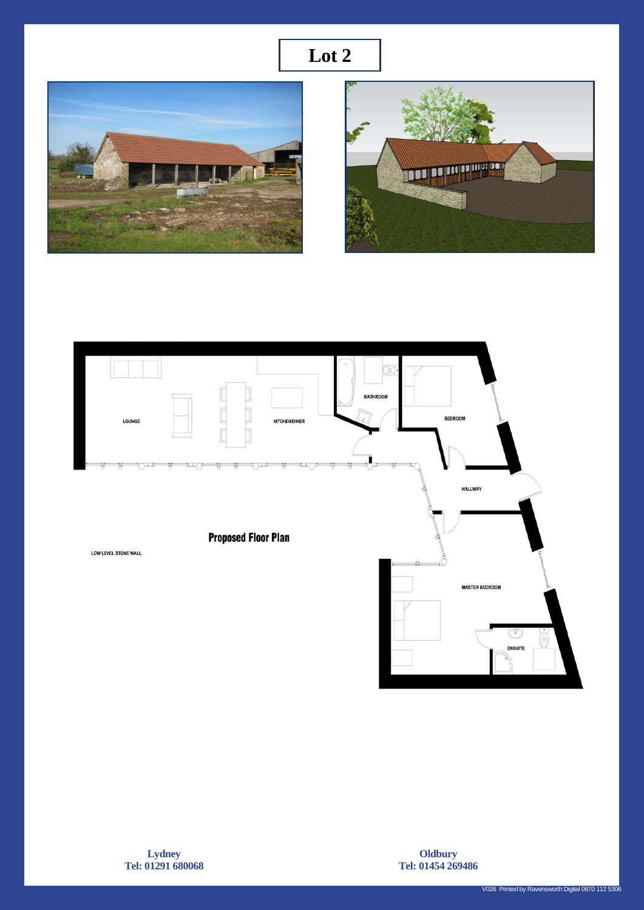# Lot 2

Proposed Floor Plan

LOUNGE

KITCHEN/DINER

BATHROOM

BEDROOM

HALLWAY

MASTER BEDROOM

ENSUITE

LOW LEVEL STONE WALL

**Lydney**
**Tel: 01291 680068**

**Oldbury**
**Tel: 01454 269486**

V026 Printed by Ravensworth Digital 0870 112 5306